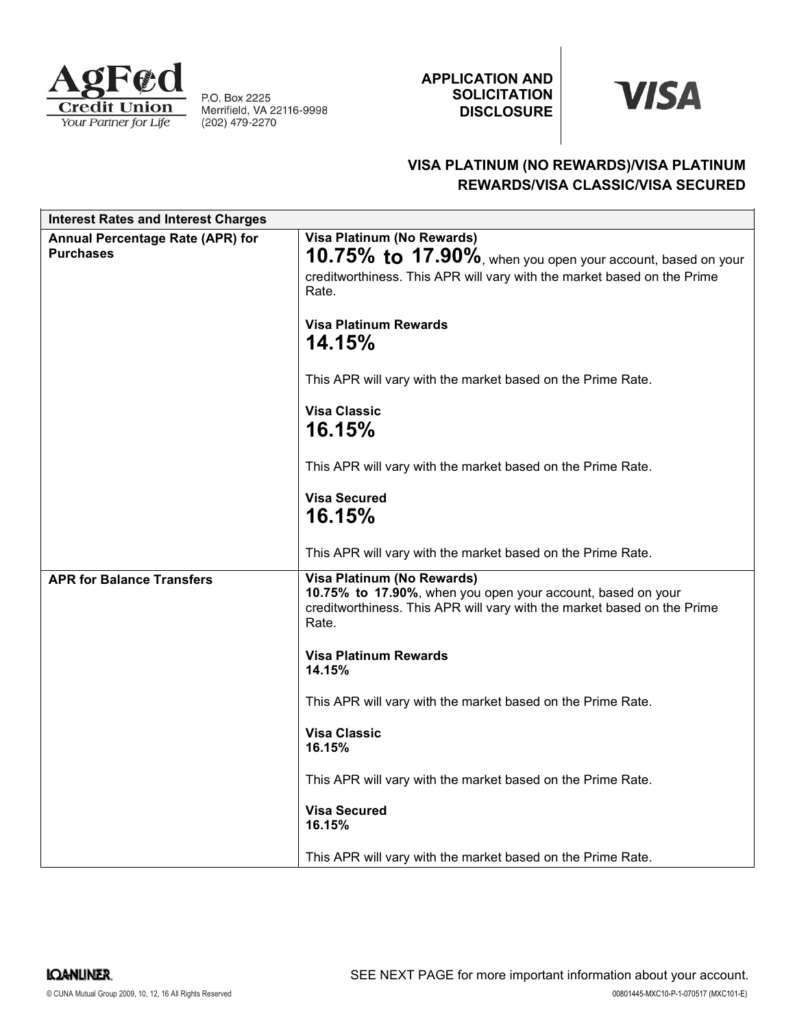**AgFed Credit Union**
*Your Partner for Life*

P.O. Box 2225
Merrifield, VA 22116-9998
(202) 479-2270

**APPLICATION AND SOLICITATION DISCLOSURE**

**VISA**

## VISA PLATINUM (NO REWARDS)/VISA PLATINUM REWARDS/VISA CLASSIC/VISA SECURED

| Interest Rates and Interest Charges | |
|---|---|
| **Annual Percentage Rate (APR) for Purchases** | **Visa Platinum (No Rewards)**<br>**10.75% to 17.90%**, when you open your account, based on your creditworthiness. This APR will vary with the market based on the Prime Rate.<br><br>**Visa Platinum Rewards**<br>**14.15%**<br><br>This APR will vary with the market based on the Prime Rate.<br><br>**Visa Classic**<br>**16.15%**<br><br>This APR will vary with the market based on the Prime Rate.<br><br>**Visa Secured**<br>**16.15%**<br><br>This APR will vary with the market based on the Prime Rate. |
| **APR for Balance Transfers** | **Visa Platinum (No Rewards)**<br>**10.75% to 17.90%**, when you open your account, based on your creditworthiness. This APR will vary with the market based on the Prime Rate.<br><br>**Visa Platinum Rewards**<br>**14.15%**<br><br>This APR will vary with the market based on the Prime Rate.<br><br>**Visa Classic**<br>**16.15%**<br><br>This APR will vary with the market based on the Prime Rate.<br><br>**Visa Secured**<br>**16.15%**<br><br>This APR will vary with the market based on the Prime Rate. |

SEE NEXT PAGE for more important information about your account.

LOANLINER

© CUNA Mutual Group 2009, 10, 12, 16 All Rights Reserved

00801445-MXC10-P-1-070517 (MXC101-E)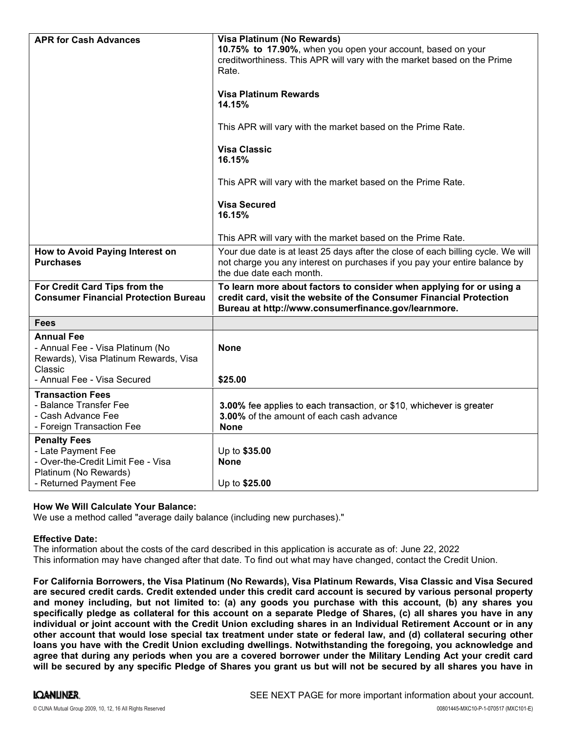| | |
|---|---|
| **APR for Cash Advances** | **Visa Platinum (No Rewards)**<br>**10.75% to 17.90%**, when you open your account, based on your creditworthiness. This APR will vary with the market based on the Prime Rate.<br><br>**Visa Platinum Rewards**<br>**14.15%**<br><br>This APR will vary with the market based on the Prime Rate.<br><br>**Visa Classic**<br>**16.15%**<br><br>This APR will vary with the market based on the Prime Rate.<br><br>**Visa Secured**<br>**16.15%**<br><br>This APR will vary with the market based on the Prime Rate. |
| **How to Avoid Paying Interest on Purchases** | Your due date is at least 25 days after the close of each billing cycle. We will not charge you any interest on purchases if you pay your entire balance by the due date each month. |
| **For Credit Card Tips from the Consumer Financial Protection Bureau** | **To learn more about factors to consider when applying for or using a credit card, visit the website of the Consumer Financial Protection Bureau at http://www.consumerfinance.gov/learnmore.** |
| **Fees** | |
| **Annual Fee**<br>- Annual Fee - Visa Platinum (No Rewards), Visa Platinum Rewards, Visa Classic<br>- Annual Fee - Visa Secured | <br>**None**<br><br><br>**$25.00** |
| **Transaction Fees**<br>- Balance Transfer Fee<br>- Cash Advance Fee<br>- Foreign Transaction Fee | <br>**3.00%** fee applies to each transaction, or $10, whichever is greater<br>**3.00%** of the amount of each cash advance<br>**None** |
| **Penalty Fees**<br>- Late Payment Fee<br>- Over-the-Credit Limit Fee - Visa Platinum (No Rewards)<br>- Returned Payment Fee | <br>Up to **$35.00**<br>**None**<br><br>Up to **$25.00** |

**How We Will Calculate Your Balance:**
We use a method called "average daily balance (including new purchases)."

**Effective Date:**
The information about the costs of the card described in this application is accurate as of: June 22, 2022
This information may have changed after that date. To find out what may have changed, contact the Credit Union.

**For California Borrowers, the Visa Platinum (No Rewards), Visa Platinum Rewards, Visa Classic and Visa Secured are secured credit cards. Credit extended under this credit card account is secured by various personal property and money including, but not limited to: (a) any goods you purchase with this account, (b) any shares you specifically pledge as collateral for this account on a separate Pledge of Shares, (c) all shares you have in any individual or joint account with the Credit Union excluding shares in an Individual Retirement Account or in any other account that would lose special tax treatment under state or federal law, and (d) collateral securing other loans you have with the Credit Union excluding dwellings. Notwithstanding the foregoing, you acknowledge and agree that during any periods when you are a covered borrower under the Military Lending Act your credit card will be secured by any specific Pledge of Shares you grant us but will not be secured by all shares you have in**

SEE NEXT PAGE for more important information about your account.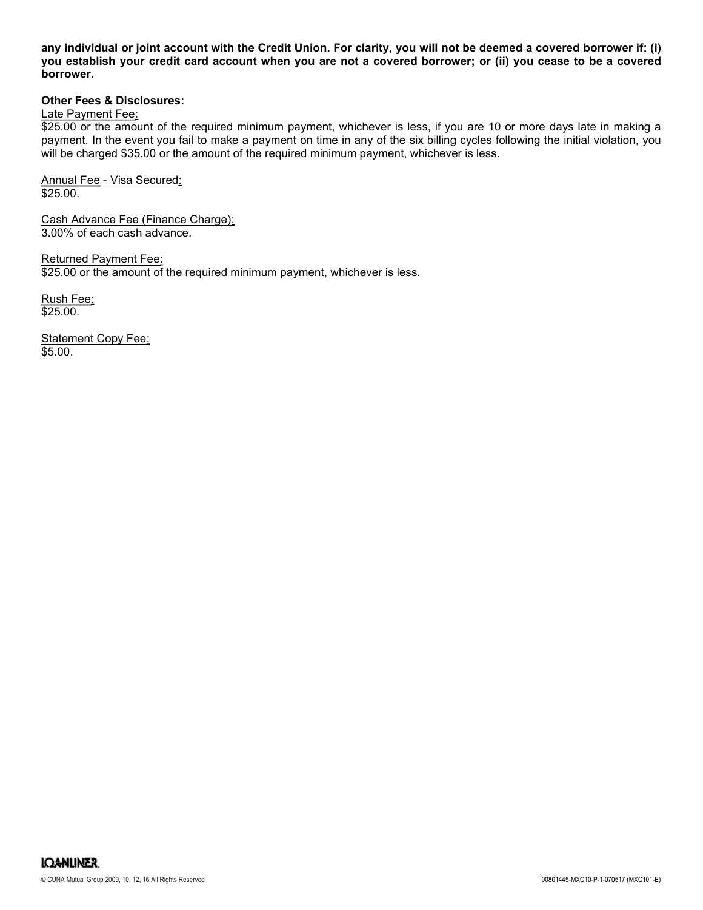**any individual or joint account with the Credit Union. For clarity, you will not be deemed a covered borrower if: (i) you establish your credit card account when you are not a covered borrower; or (ii) you cease to be a covered borrower.**

**Other Fees & Disclosures:**

Late Payment Fee:
$25.00 or the amount of the required minimum payment, whichever is less, if you are 10 or more days late in making a payment. In the event you fail to make a payment on time in any of the six billing cycles following the initial violation, you will be charged $35.00 or the amount of the required minimum payment, whichever is less.

Annual Fee - Visa Secured:
$25.00.

Cash Advance Fee (Finance Charge):
3.00% of each cash advance.

Returned Payment Fee:
$25.00 or the amount of the required minimum payment, whichever is less.

Rush Fee:
$25.00.

Statement Copy Fee:
$5.00.

LOANLINER.

© CUNA Mutual Group 2009, 10, 12, 16 All Rights Reserved

00801445-MXC10-P-1-070517 (MXC101-E)